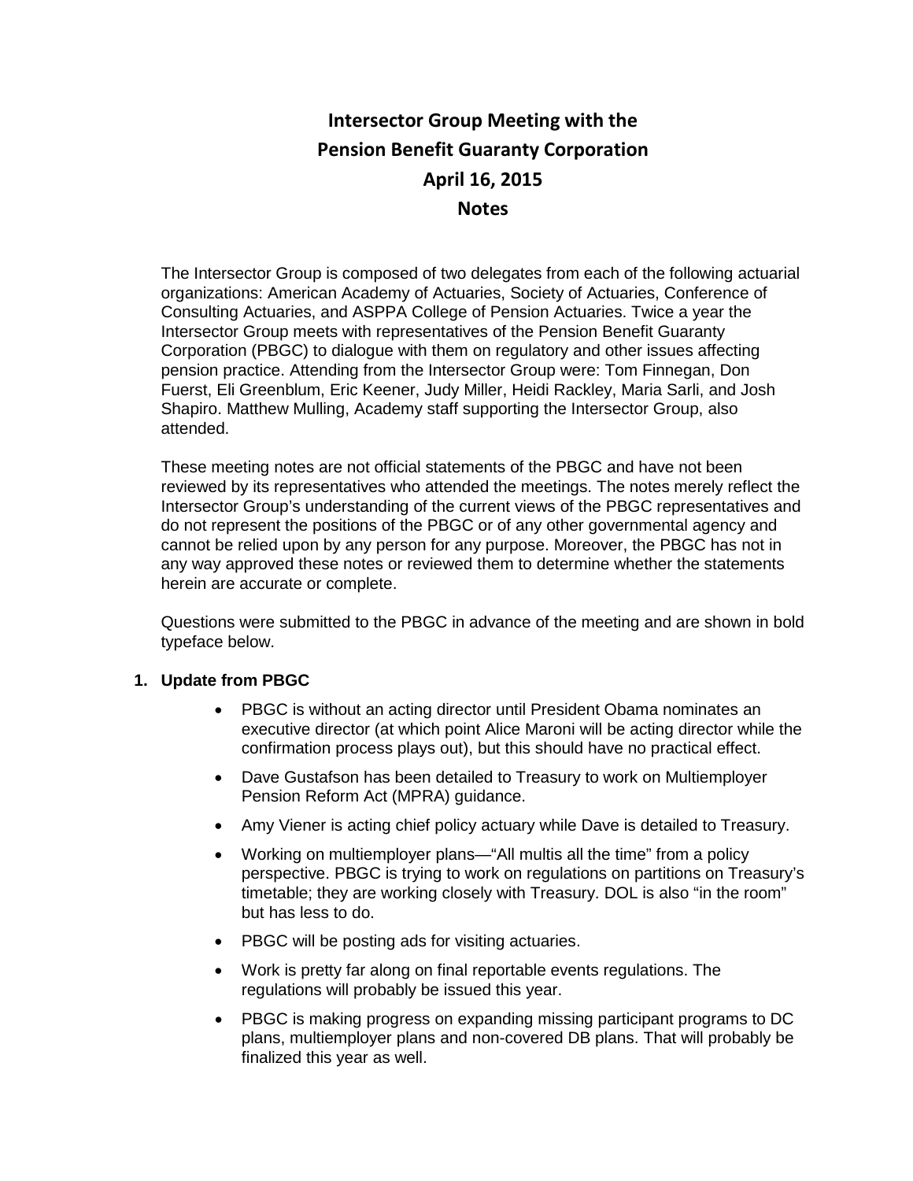# Intersector Group Meeting with the Pension Benefit Guaranty Corporation April 16, 2015 Notes

The Intersector Group is composed of two delegates from each of the following actuarial organizations: American Academy of Actuaries, Society of Actuaries, Conference of Consulting Actuaries, and ASPPA College of Pension Actuaries. Twice a year the Intersector Group meets with representatives of the Pension Benefit Guaranty Corporation (PBGC) to dialogue with them on regulatory and other issues affecting pension practice. Attending from the Intersector Group were: Tom Finnegan, Don Fuerst, Eli Greenblum, Eric Keener, Judy Miller, Heidi Rackley, Maria Sarli, and Josh Shapiro. Matthew Mulling, Academy staff supporting the Intersector Group, also attended.

These meeting notes are not official statements of the PBGC and have not been reviewed by its representatives who attended the meetings. The notes merely reflect the Intersector Group's understanding of the current views of the PBGC representatives and do not represent the positions of the PBGC or of any other governmental agency and cannot be relied upon by any person for any purpose. Moreover, the PBGC has not in any way approved these notes or reviewed them to determine whether the statements herein are accurate or complete.

Questions were submitted to the PBGC in advance of the meeting and are shown in bold typeface below.

## 1. Update from PBGC

- PBGC is without an acting director until President Obama nominates an executive director (at which point Alice Maroni will be acting director while the confirmation process plays out), but this should have no practical effect.
- Dave Gustafson has been detailed to Treasury to work on Multiemployer Pension Reform Act (MPRA) guidance.
- Amy Viener is acting chief policy actuary while Dave is detailed to Treasury.
- Working on multiemployer plans—"All multis all the time" from a policy perspective. PBGC is trying to work on regulations on partitions on Treasury's timetable; they are working closely with Treasury. DOL is also "in the room" but has less to do.
- PBGC will be posting ads for visiting actuaries.
- Work is pretty far along on final reportable events regulations. The regulations will probably be issued this year.
- PBGC is making progress on expanding missing participant programs to DC plans, multiemployer plans and non-covered DB plans. That will probably be finalized this year as well.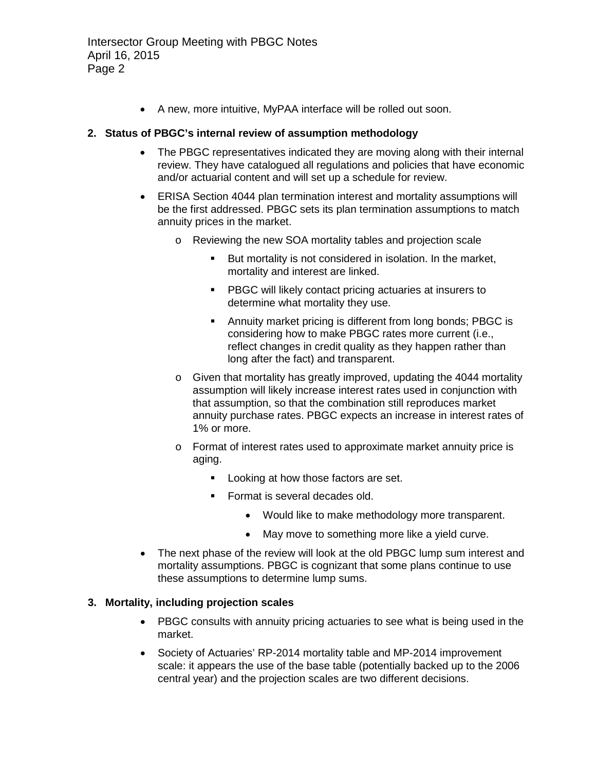- A new, more intuitive, MyPAA interface will be rolled out soon.

**2. Status of PBGC's internal review of assumption methodology**

- The PBGC representatives indicated they are moving along with their internal review. They have catalogued all regulations and policies that have economic and/or actuarial content and will set up a schedule for review.
- ERISA Section 4044 plan termination interest and mortality assumptions will be the first addressed. PBGC sets its plan termination assumptions to match annuity prices in the market.
  - Reviewing the new SOA mortality tables and projection scale
    - But mortality is not considered in isolation. In the market, mortality and interest are linked.
    - PBGC will likely contact pricing actuaries at insurers to determine what mortality they use.
    - Annuity market pricing is different from long bonds; PBGC is considering how to make PBGC rates more current (i.e., reflect changes in credit quality as they happen rather than long after the fact) and transparent.
  - Given that mortality has greatly improved, updating the 4044 mortality assumption will likely increase interest rates used in conjunction with that assumption, so that the combination still reproduces market annuity purchase rates. PBGC expects an increase in interest rates of 1% or more.
  - Format of interest rates used to approximate market annuity price is aging.
    - Looking at how those factors are set.
    - Format is several decades old.
      - Would like to make methodology more transparent.
      - May move to something more like a yield curve.
- The next phase of the review will look at the old PBGC lump sum interest and mortality assumptions. PBGC is cognizant that some plans continue to use these assumptions to determine lump sums.

**3. Mortality, including projection scales**

- PBGC consults with annuity pricing actuaries to see what is being used in the market.
- Society of Actuaries' RP-2014 mortality table and MP-2014 improvement scale: it appears the use of the base table (potentially backed up to the 2006 central year) and the projection scales are two different decisions.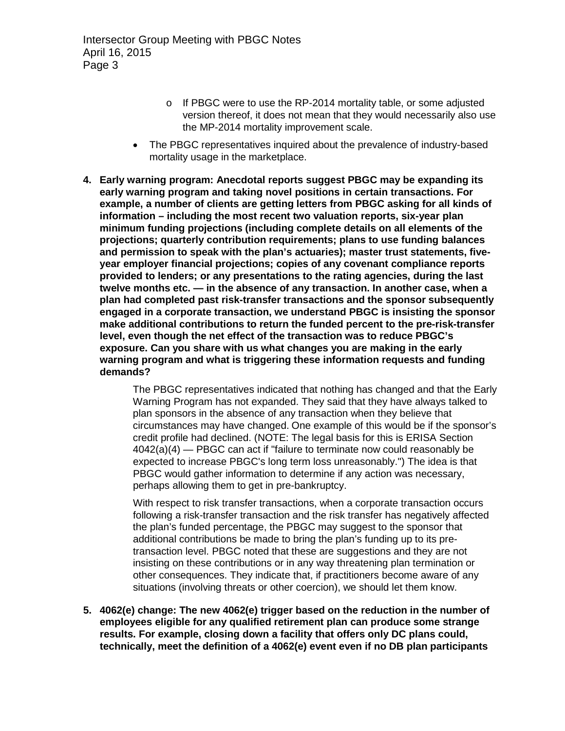- If PBGC were to use the RP-2014 mortality table, or some adjusted version thereof, it does not mean that they would necessarily also use the MP-2014 mortality improvement scale.

- The PBGC representatives inquired about the prevalence of industry-based mortality usage in the marketplace.

**4. Early warning program: Anecdotal reports suggest PBGC may be expanding its early warning program and taking novel positions in certain transactions. For example, a number of clients are getting letters from PBGC asking for all kinds of information – including the most recent two valuation reports, six-year plan minimum funding projections (including complete details on all elements of the projections; quarterly contribution requirements; plans to use funding balances and permission to speak with the plan's actuaries); master trust statements, five-year employer financial projections; copies of any covenant compliance reports provided to lenders; or any presentations to the rating agencies, during the last twelve months etc. — in the absence of any transaction. In another case, when a plan had completed past risk-transfer transactions and the sponsor subsequently engaged in a corporate transaction, we understand PBGC is insisting the sponsor make additional contributions to return the funded percent to the pre-risk-transfer level, even though the net effect of the transaction was to reduce PBGC's exposure. Can you share with us what changes you are making in the early warning program and what is triggering these information requests and funding demands?**

The PBGC representatives indicated that nothing has changed and that the Early Warning Program has not expanded. They said that they have always talked to plan sponsors in the absence of any transaction when they believe that circumstances may have changed. One example of this would be if the sponsor's credit profile had declined. (NOTE: The legal basis for this is ERISA Section 4042(a)(4) — PBGC can act if "failure to terminate now could reasonably be expected to increase PBGC's long term loss unreasonably.") The idea is that PBGC would gather information to determine if any action was necessary, perhaps allowing them to get in pre-bankruptcy.

With respect to risk transfer transactions, when a corporate transaction occurs following a risk-transfer transaction and the risk transfer has negatively affected the plan's funded percentage, the PBGC may suggest to the sponsor that additional contributions be made to bring the plan's funding up to its pre-transaction level. PBGC noted that these are suggestions and they are not insisting on these contributions or in any way threatening plan termination or other consequences. They indicate that, if practitioners become aware of any situations (involving threats or other coercion), we should let them know.

**5. 4062(e) change: The new 4062(e) trigger based on the reduction in the number of employees eligible for any qualified retirement plan can produce some strange results. For example, closing down a facility that offers only DC plans could, technically, meet the definition of a 4062(e) event even if no DB plan participants**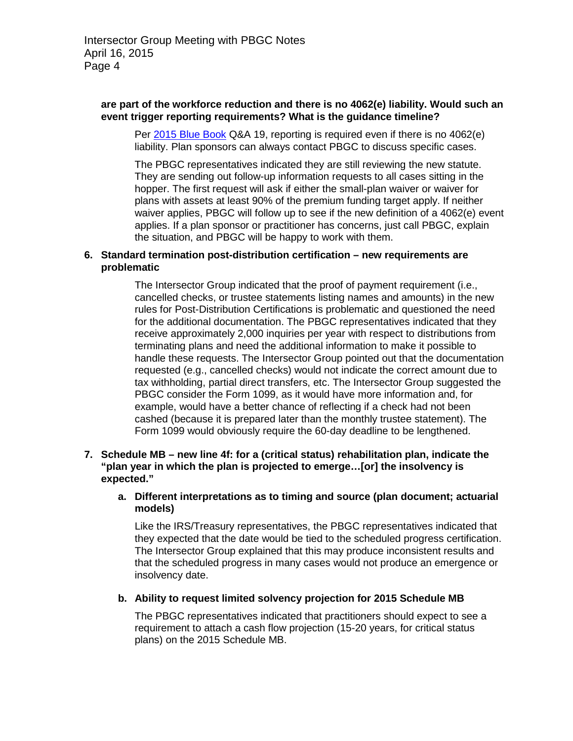**are part of the workforce reduction and there is no 4062(e) liability. Would such an event trigger reporting requirements? What is the guidance timeline?**

Per [2015 Blue Book](2015 Blue Book) Q&A 19, reporting is required even if there is no 4062(e) liability. Plan sponsors can always contact PBGC to discuss specific cases.

The PBGC representatives indicated they are still reviewing the new statute. They are sending out follow-up information requests to all cases sitting in the hopper. The first request will ask if either the small-plan waiver or waiver for plans with assets at least 90% of the premium funding target apply. If neither waiver applies, PBGC will follow up to see if the new definition of a 4062(e) event applies. If a plan sponsor or practitioner has concerns, just call PBGC, explain the situation, and PBGC will be happy to work with them.

6. **Standard termination post-distribution certification – new requirements are problematic**

   The Intersector Group indicated that the proof of payment requirement (i.e., cancelled checks, or trustee statements listing names and amounts) in the new rules for Post-Distribution Certifications is problematic and questioned the need for the additional documentation. The PBGC representatives indicated that they receive approximately 2,000 inquiries per year with respect to distributions from terminating plans and need the additional information to make it possible to handle these requests. The Intersector Group pointed out that the documentation requested (e.g., cancelled checks) would not indicate the correct amount due to tax withholding, partial direct transfers, etc. The Intersector Group suggested the PBGC consider the Form 1099, as it would have more information and, for example, would have a better chance of reflecting if a check had not been cashed (because it is prepared later than the monthly trustee statement). The Form 1099 would obviously require the 60-day deadline to be lengthened.

7. **Schedule MB – new line 4f: for a (critical status) rehabilitation plan, indicate the "plan year in which the plan is projected to emerge…[or] the insolvency is expected."**

   a. **Different interpretations as to timing and source (plan document; actuarial models)**

      Like the IRS/Treasury representatives, the PBGC representatives indicated that they expected that the date would be tied to the scheduled progress certification. The Intersector Group explained that this may produce inconsistent results and that the scheduled progress in many cases would not produce an emergence or insolvency date.

   b. **Ability to request limited solvency projection for 2015 Schedule MB**

      The PBGC representatives indicated that practitioners should expect to see a requirement to attach a cash flow projection (15-20 years, for critical status plans) on the 2015 Schedule MB.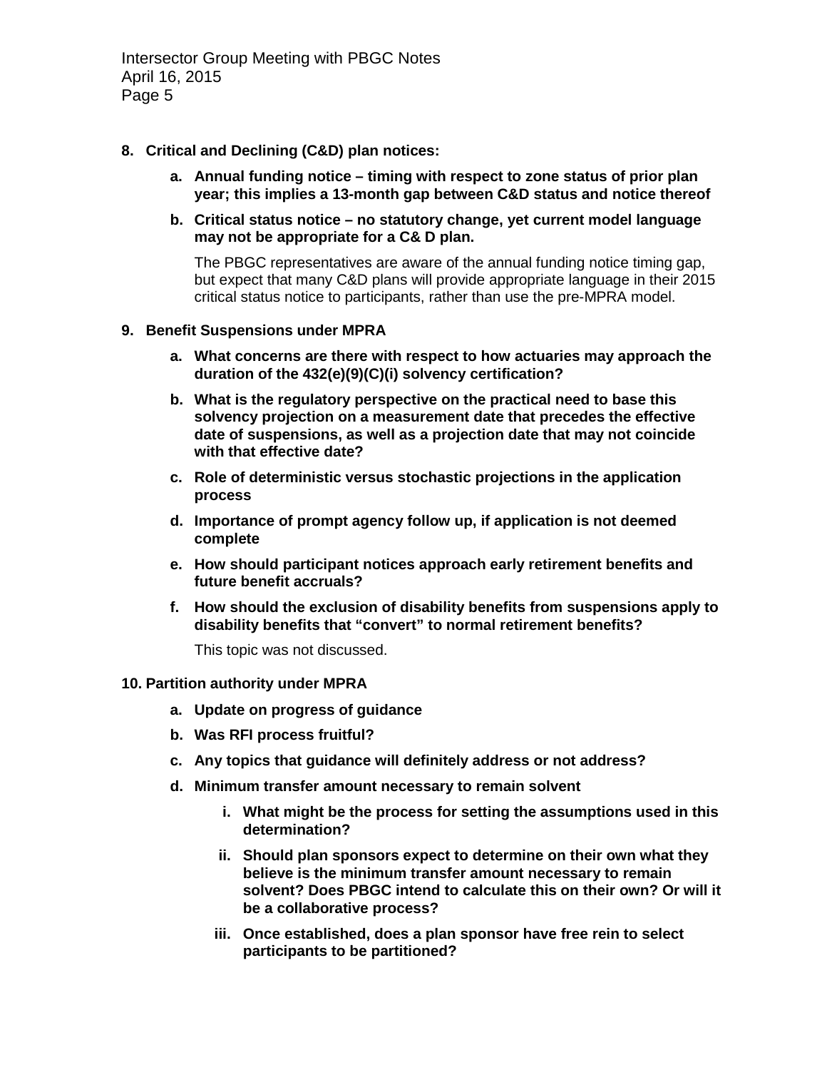8. **Critical and Declining (C&D) plan notices:**

   a. **Annual funding notice – timing with respect to zone status of prior plan year; this implies a 13-month gap between C&D status and notice thereof**

   b. **Critical status notice – no statutory change, yet current model language may not be appropriate for a C& D plan.**

   The PBGC representatives are aware of the annual funding notice timing gap, but expect that many C&D plans will provide appropriate language in their 2015 critical status notice to participants, rather than use the pre-MPRA model.

9. **Benefit Suspensions under MPRA**

   a. **What concerns are there with respect to how actuaries may approach the duration of the 432(e)(9)(C)(i) solvency certification?**

   b. **What is the regulatory perspective on the practical need to base this solvency projection on a measurement date that precedes the effective date of suspensions, as well as a projection date that may not coincide with that effective date?**

   c. **Role of deterministic versus stochastic projections in the application process**

   d. **Importance of prompt agency follow up, if application is not deemed complete**

   e. **How should participant notices approach early retirement benefits and future benefit accruals?**

   f. **How should the exclusion of disability benefits from suspensions apply to disability benefits that "convert" to normal retirement benefits?**

   This topic was not discussed.

10. **Partition authority under MPRA**

    a. **Update on progress of guidance**

    b. **Was RFI process fruitful?**

    c. **Any topics that guidance will definitely address or not address?**

    d. **Minimum transfer amount necessary to remain solvent**

       i. **What might be the process for setting the assumptions used in this determination?**

       ii. **Should plan sponsors expect to determine on their own what they believe is the minimum transfer amount necessary to remain solvent? Does PBGC intend to calculate this on their own? Or will it be a collaborative process?**

       iii. **Once established, does a plan sponsor have free rein to select participants to be partitioned?**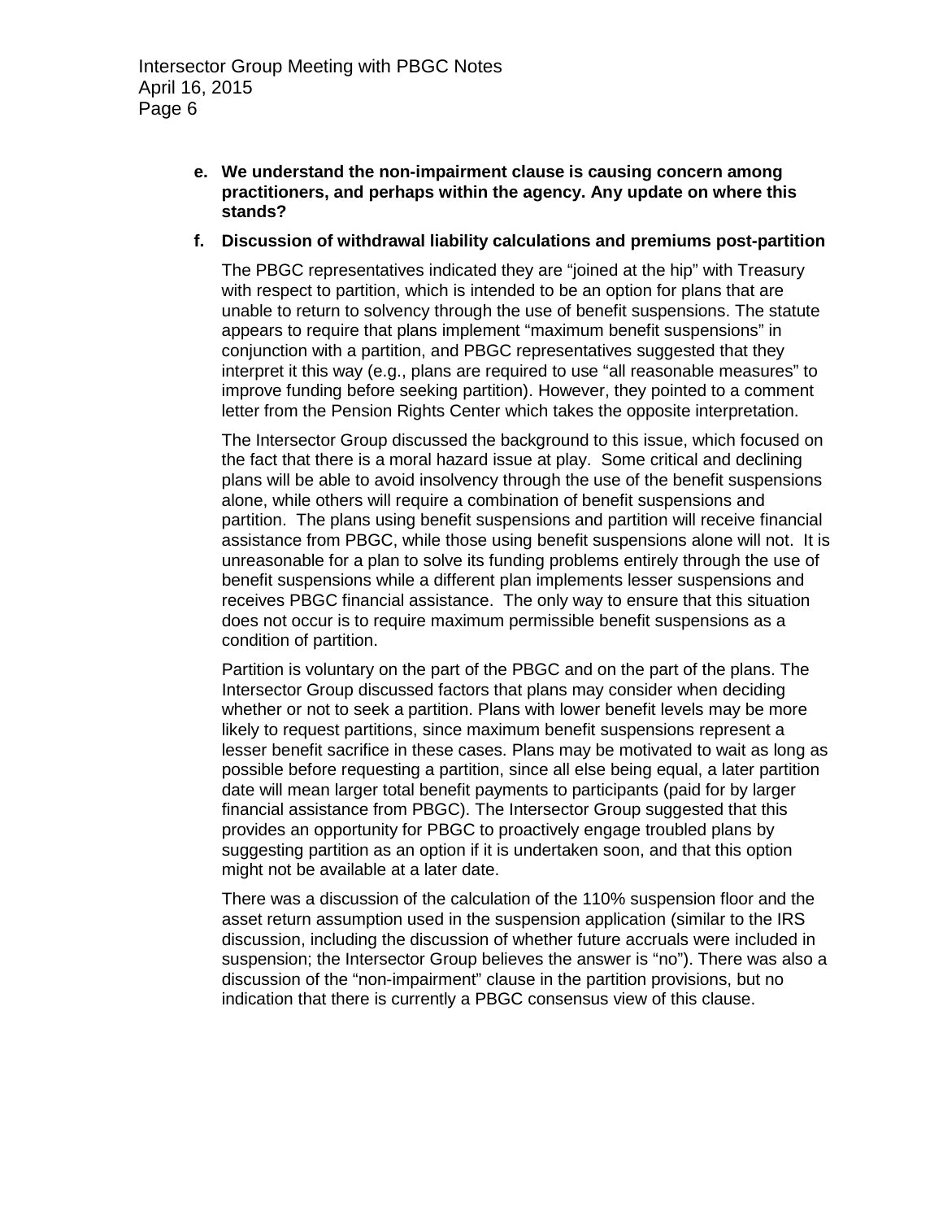**e. We understand the non-impairment clause is causing concern among practitioners, and perhaps within the agency. Any update on where this stands?**

**f. Discussion of withdrawal liability calculations and premiums post-partition**

The PBGC representatives indicated they are "joined at the hip" with Treasury with respect to partition, which is intended to be an option for plans that are unable to return to solvency through the use of benefit suspensions. The statute appears to require that plans implement "maximum benefit suspensions" in conjunction with a partition, and PBGC representatives suggested that they interpret it this way (e.g., plans are required to use "all reasonable measures" to improve funding before seeking partition). However, they pointed to a comment letter from the Pension Rights Center which takes the opposite interpretation.

The Intersector Group discussed the background to this issue, which focused on the fact that there is a moral hazard issue at play. Some critical and declining plans will be able to avoid insolvency through the use of the benefit suspensions alone, while others will require a combination of benefit suspensions and partition. The plans using benefit suspensions and partition will receive financial assistance from PBGC, while those using benefit suspensions alone will not. It is unreasonable for a plan to solve its funding problems entirely through the use of benefit suspensions while a different plan implements lesser suspensions and receives PBGC financial assistance. The only way to ensure that this situation does not occur is to require maximum permissible benefit suspensions as a condition of partition.

Partition is voluntary on the part of the PBGC and on the part of the plans. The Intersector Group discussed factors that plans may consider when deciding whether or not to seek a partition. Plans with lower benefit levels may be more likely to request partitions, since maximum benefit suspensions represent a lesser benefit sacrifice in these cases. Plans may be motivated to wait as long as possible before requesting a partition, since all else being equal, a later partition date will mean larger total benefit payments to participants (paid for by larger financial assistance from PBGC). The Intersector Group suggested that this provides an opportunity for PBGC to proactively engage troubled plans by suggesting partition as an option if it is undertaken soon, and that this option might not be available at a later date.

There was a discussion of the calculation of the 110% suspension floor and the asset return assumption used in the suspension application (similar to the IRS discussion, including the discussion of whether future accruals were included in suspension; the Intersector Group believes the answer is "no"). There was also a discussion of the "non-impairment" clause in the partition provisions, but no indication that there is currently a PBGC consensus view of this clause.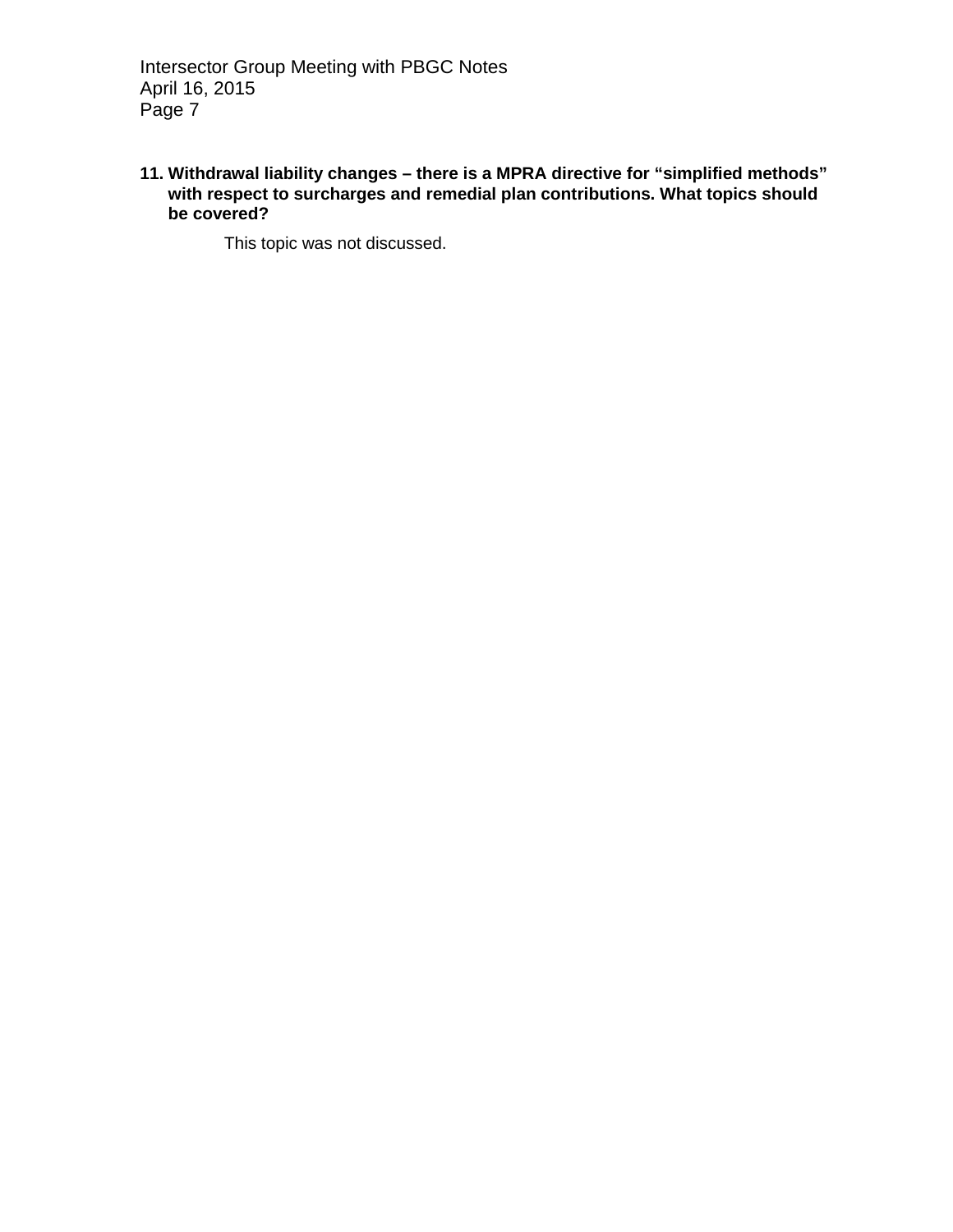**11. Withdrawal liability changes – there is a MPRA directive for "simplified methods" with respect to surcharges and remedial plan contributions. What topics should be covered?**

This topic was not discussed.